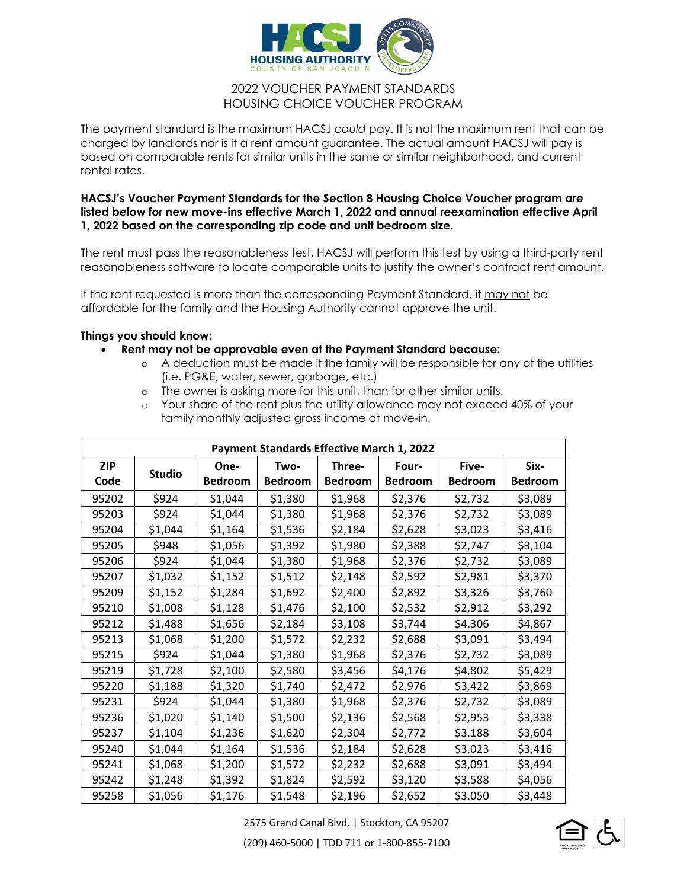HACSJ HOUSING AUTHORITY COUNTY OF SAN JOAQUIN

# 2022 VOUCHER PAYMENT STANDARDS
## HOUSING CHOICE VOUCHER PROGRAM

The payment standard is the maximum HACSJ *could* pay. It is not the maximum rent that can be charged by landlords nor is it a rent amount guarantee. The actual amount HACSJ will pay is based on comparable rents for similar units in the same or similar neighborhood, and current rental rates.

**HACSJ's Voucher Payment Standards for the Section 8 Housing Choice Voucher program are listed below for new move-ins effective March 1, 2022 and annual reexamination effective April 1, 2022 based on the corresponding zip code and unit bedroom size.**

The rent must pass the reasonableness test. HACSJ will perform this test by using a third-party rent reasonableness software to locate comparable units to justify the owner's contract rent amount.

If the rent requested is more than the corresponding Payment Standard, it may not be affordable for the family and the Housing Authority cannot approve the unit.

**Things you should know:**

- **Rent may not be approvable even at the Payment Standard because:**
  - A deduction must be made if the family will be responsible for any of the utilities (i.e. PG&E, water, sewer, garbage, etc.)
  - The owner is asking more for this unit, than for other similar units.
  - Your share of the rent plus the utility allowance may not exceed 40% of your family monthly adjusted gross income at move-in.

| Payment Standards Effective March 1, 2022 | | | | | | | |
|---|---|---|---|---|---|---|---|
| ZIP Code | Studio | One-Bedroom | Two-Bedroom | Three-Bedroom | Four-Bedroom | Five-Bedroom | Six-Bedroom |
| 95202 | $924 | $1,044 | $1,380 | $1,968 | $2,376 | $2,732 | $3,089 |
| 95203 | $924 | $1,044 | $1,380 | $1,968 | $2,376 | $2,732 | $3,089 |
| 95204 | $1,044 | $1,164 | $1,536 | $2,184 | $2,628 | $3,023 | $3,416 |
| 95205 | $948 | $1,056 | $1,392 | $1,980 | $2,388 | $2,747 | $3,104 |
| 95206 | $924 | $1,044 | $1,380 | $1,968 | $2,376 | $2,732 | $3,089 |
| 95207 | $1,032 | $1,152 | $1,512 | $2,148 | $2,592 | $2,981 | $3,370 |
| 95209 | $1,152 | $1,284 | $1,692 | $2,400 | $2,892 | $3,326 | $3,760 |
| 95210 | $1,008 | $1,128 | $1,476 | $2,100 | $2,532 | $2,912 | $3,292 |
| 95212 | $1,488 | $1,656 | $2,184 | $3,108 | $3,744 | $4,306 | $4,867 |
| 95213 | $1,068 | $1,200 | $1,572 | $2,232 | $2,688 | $3,091 | $3,494 |
| 95215 | $924 | $1,044 | $1,380 | $1,968 | $2,376 | $2,732 | $3,089 |
| 95219 | $1,728 | $2,100 | $2,580 | $3,456 | $4,176 | $4,802 | $5,429 |
| 95220 | $1,188 | $1,320 | $1,740 | $2,472 | $2,976 | $3,422 | $3,869 |
| 95231 | $924 | $1,044 | $1,380 | $1,968 | $2,376 | $2,732 | $3,089 |
| 95236 | $1,020 | $1,140 | $1,500 | $2,136 | $2,568 | $2,953 | $3,338 |
| 95237 | $1,104 | $1,236 | $1,620 | $2,304 | $2,772 | $3,188 | $3,604 |
| 95240 | $1,044 | $1,164 | $1,536 | $2,184 | $2,628 | $3,023 | $3,416 |
| 95241 | $1,068 | $1,200 | $1,572 | $2,232 | $2,688 | $3,091 | $3,494 |
| 95242 | $1,248 | $1,392 | $1,824 | $2,592 | $3,120 | $3,588 | $4,056 |
| 95258 | $1,056 | $1,176 | $1,548 | $2,196 | $2,652 | $3,050 | $3,448 |

2575 Grand Canal Blvd. | Stockton, CA 95207

(209) 460-5000 | TDD 711 or 1-800-855-7100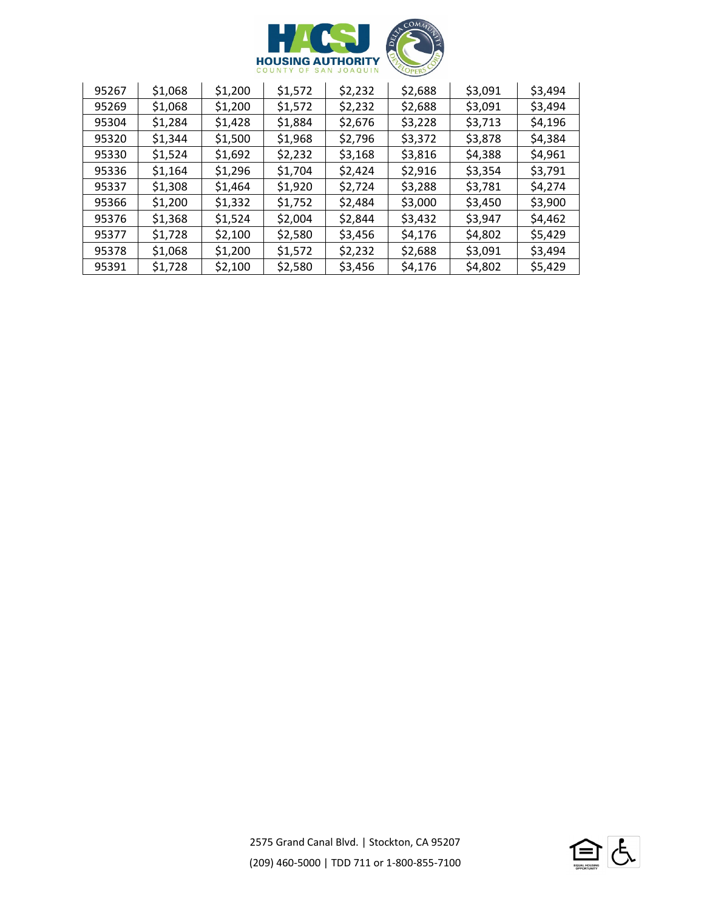| | | | | | | | |
|---|---|---|---|---|---|---|---|
| 95267 | $1,068 | $1,200 | $1,572 | $2,232 | $2,688 | $3,091 | $3,494 |
| 95269 | $1,068 | $1,200 | $1,572 | $2,232 | $2,688 | $3,091 | $3,494 |
| 95304 | $1,284 | $1,428 | $1,884 | $2,676 | $3,228 | $3,713 | $4,196 |
| 95320 | $1,344 | $1,500 | $1,968 | $2,796 | $3,372 | $3,878 | $4,384 |
| 95330 | $1,524 | $1,692 | $2,232 | $3,168 | $3,816 | $4,388 | $4,961 |
| 95336 | $1,164 | $1,296 | $1,704 | $2,424 | $2,916 | $3,354 | $3,791 |
| 95337 | $1,308 | $1,464 | $1,920 | $2,724 | $3,288 | $3,781 | $4,274 |
| 95366 | $1,200 | $1,332 | $1,752 | $2,484 | $3,000 | $3,450 | $3,900 |
| 95376 | $1,368 | $1,524 | $2,004 | $2,844 | $3,432 | $3,947 | $4,462 |
| 95377 | $1,728 | $2,100 | $2,580 | $3,456 | $4,176 | $4,802 | $5,429 |
| 95378 | $1,068 | $1,200 | $1,572 | $2,232 | $2,688 | $3,091 | $3,494 |
| 95391 | $1,728 | $2,100 | $2,580 | $3,456 | $4,176 | $4,802 | $5,429 |

2575 Grand Canal Blvd. | Stockton, CA 95207

(209) 460-5000 | TDD 711 or 1-800-855-7100